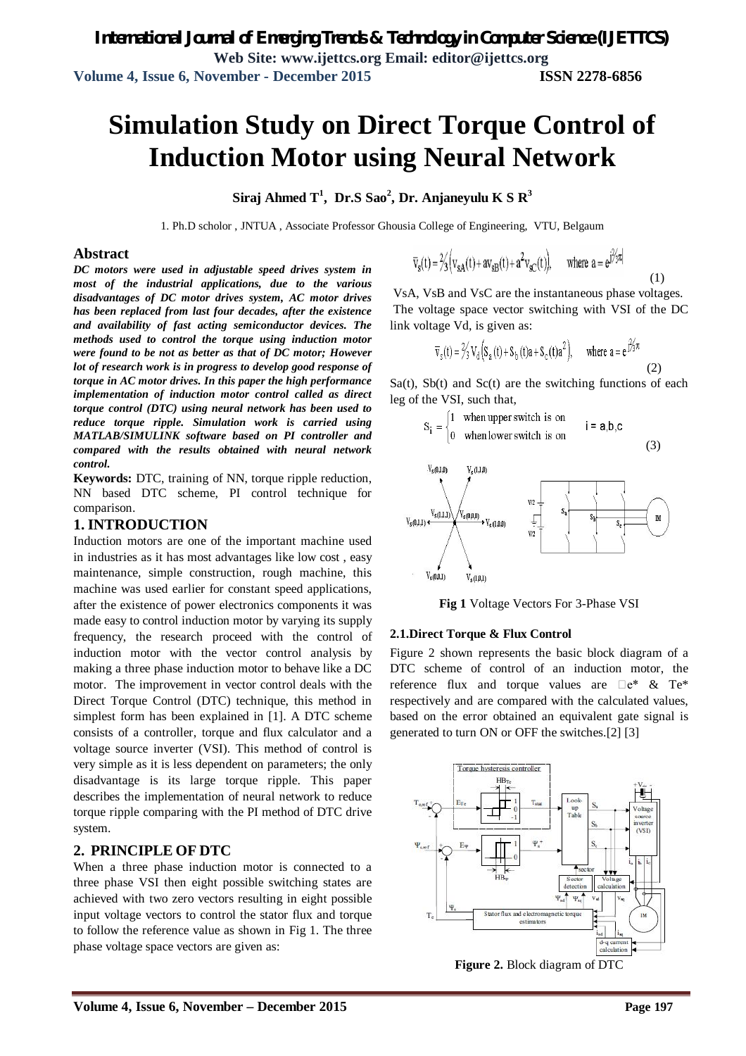# Simulation Study on Direct Torque Control of Induction Motor using Neural Network

**Siraj Ahmed T[1], Dr.S Sao[2], Dr. Anjaneyulu K S R[3]**

1. Ph.D scholor , JNTUA , Associate Professor Ghousia College of Engineering, VTU, Belgaum

## Abstract

***DC motors were used in adjustable speed drives system in most of the industrial applications, due to the various disadvantages of DC motor drives system, AC motor drives has been replaced from last four decades, after the existence and availability of fast acting semiconductor devices. The methods used to control the torque using induction motor were found to be not as better as that of DC motor; However lot of research work is in progress to develop good response of torque in AC motor drives. In this paper the high performance implementation of induction motor control called as direct torque control (DTC) using neural network has been used to reduce torque ripple. Simulation work is carried using MATLAB/SIMULINK software based on PI controller and compared with the results obtained with neural network control.***

**Keywords:** DTC, training of NN, torque ripple reduction, NN based DTC scheme, PI control technique for comparison.

## 1. INTRODUCTION

Induction motors are one of the important machine used in industries as it has most advantages like low cost , easy maintenance, simple construction, rough machine, this machine was used earlier for constant speed applications, after the existence of power electronics components it was made easy to control induction motor by varying its supply frequency, the research proceed with the control of induction motor with the vector control analysis by making a three phase induction motor to behave like a DC motor. The improvement in vector control deals with the Direct Torque Control (DTC) technique, this method in simplest form has been explained in [1]. A DTC scheme consists of a controller, torque and flux calculator and a voltage source inverter (VSI). This method of control is very simple as it is less dependent on parameters; the only disadvantage is its large torque ripple. This paper describes the implementation of neural network to reduce torque ripple comparing with the PI method of DTC drive system.

## 2. PRINCIPLE OF DTC

When a three phase induction motor is connected to a three phase VSI then eight possible switching states are achieved with two zero vectors resulting in eight possible input voltage vectors to control the stator flux and torque to follow the reference value as shown in Fig 1. The three phase voltage space vectors are given as:

$$\bar{v}_s(t) = \tfrac{2}{3}\left(v_{sA}(t) + a v_{sB}(t) + a^2 v_{sC}(t)\right), \quad \text{where } a = e^{j\frac{2}{3}\pi} \tag{1}$$

VsA, VsB and VsC are the instantaneous phase voltages.

The voltage space vector switching with VSI of the DC link voltage Vd, is given as:

$$\bar{v}_s(t) = \tfrac{2}{3} V_d\left(S_a(t) + S_b(t)a + S_c(t)a^2\right), \quad \text{where } a = e^{j\frac{2}{3}\pi} \tag{2}$$

Sa(t), Sb(t) and Sc(t) are the switching functions of each leg of the VSI, such that,

$$S_i = \begin{cases} 1 & \text{when upper switch is on} \\ 0 & \text{when lower switch is on} \end{cases} \quad i = a,b,c \tag{3}$$

**Fig 1** Voltage Vectors For 3-Phase VSI

### 2.1.Direct Torque & Flux Control

Figure 2 shown represents the basic block diagram of a DTC scheme of control of an induction motor, the reference flux and torque values are □e* & Te* respectively and are compared with the calculated values, based on the error obtained an equivalent gate signal is generated to turn ON or OFF the switches.[2] [3]

**Figure 2.** Block diagram of DTC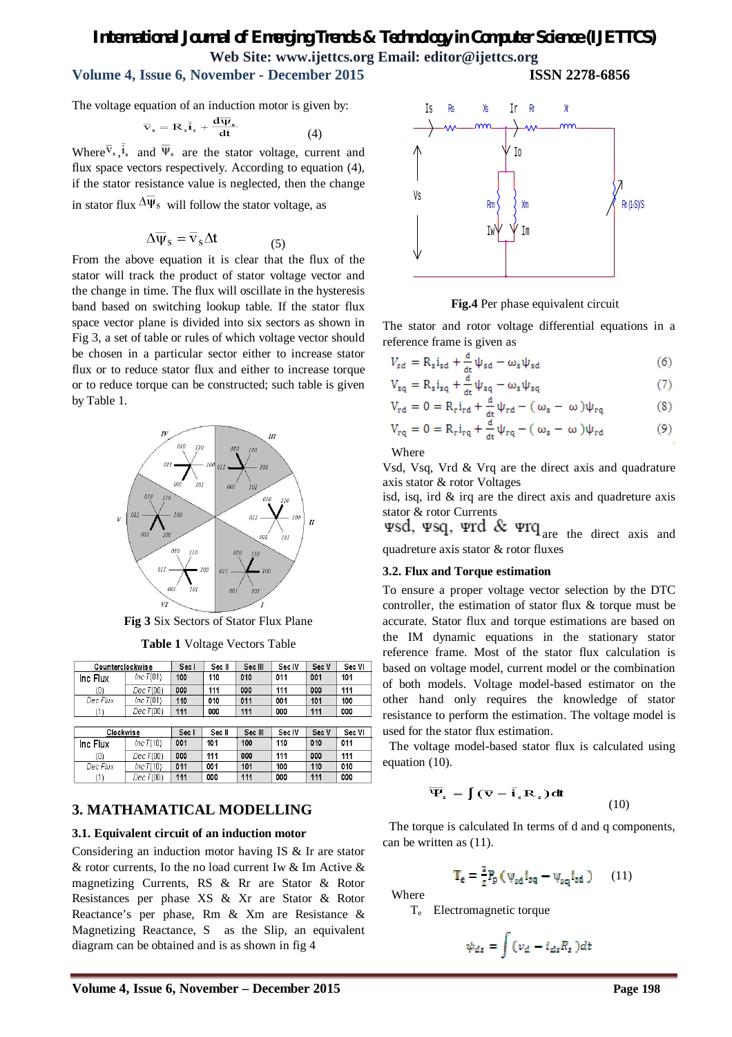The voltage equation of an induction motor is given by:

$$\bar{v}_s = R_s \bar{i}_s + \frac{d\bar{\psi}_s}{dt} \quad (4)$$

Where $\bar{v}_s$, $\bar{i}_s$ and $\bar{\psi}_s$ are the stator voltage, current and flux space vectors respectively. According to equation (4), if the stator resistance value is neglected, then the change in stator flux $\Delta\bar{\psi}_S$ will follow the stator voltage, as

$$\Delta\bar{\psi}_S = \bar{v}_S \Delta t \quad (5)$$

From the above equation it is clear that the flux of the stator will track the product of stator voltage vector and the change in time. The flux will oscillate in the hysteresis band based on switching lookup table. If the stator flux space vector plane is divided into six sectors as shown in Fig 3, a set of table or rules of which voltage vector should be chosen in a particular sector either to increase stator flux or to reduce stator flux and either to increase torque or to reduce torque can be constructed; such table is given by Table 1.

**Fig 3** Six Sectors of Stator Flux Plane

**Table 1** Voltage Vectors Table

| Counterclockwise | | Sec I | Sec II | Sec III | Sec IV | Sec V | Sec VI |
|---|---|---|---|---|---|---|---|
| Inc Flux | Inc T(01) | 100 | 110 | 010 | 011 | 001 | 101 |
| (0) | Dec T(00) | 000 | 111 | 000 | 111 | 000 | 111 |
| Dec Flux | Inc T(01) | 110 | 010 | 011 | 001 | 101 | 100 |
| (1) | Dec T(00) | 111 | 000 | 111 | 000 | 111 | 000 |

| Clockwise | | Sec I | Sec II | Sec III | Sec IV | Sec V | Sec VI |
|---|---|---|---|---|---|---|---|
| Inc Flux | Inc T(10) | 001 | 101 | 100 | 110 | 010 | 011 |
| (0) | Dec T(00) | 000 | 111 | 000 | 111 | 000 | 111 |
| Dec Flux | Inc T(10) | 011 | 001 | 101 | 100 | 110 | 010 |
| (1) | Dec T(00) | 111 | 000 | 111 | 000 | 111 | 000 |

## 3. MATHAMATICAL MODELLING

### 3.1. Equivalent circuit of an induction motor

Considering an induction motor having IS & Ir are stator & rotor currents, Io the no load current Iw & Im Active & magnetizing Currents, RS & Rr are Stator & Rotor Resistances per phase XS & Xr are Stator & Rotor Reactance's per phase, Rm & Xm are Resistance & Magnetizing Reactance, S as the Slip, an equivalent diagram can be obtained and is as shown in fig 4

**Fig.4** Per phase equivalent circuit

The stator and rotor voltage differential equations in a reference frame is given as

$$V_{sd} = R_s i_{sd} + \frac{d}{dt}\psi_{sd} - \omega_s \psi_{sd} \quad (6)$$

$$V_{sq} = R_s i_{sq} + \frac{d}{dt}\psi_{sq} - \omega_s \psi_{sq} \quad (7)$$

$$V_{rd} = 0 = R_r i_{rd} + \frac{d}{dt}\psi_{rd} - (\omega_s - \omega)\psi_{rq} \quad (8)$$

$$V_{rq} = 0 = R_r i_{rq} + \frac{d}{dt}\psi_{rq} - (\omega_s - \omega)\psi_{rd} \quad (9)$$

Where

Vsd, Vsq, Vrd & Vrq are the direct axis and quadrature axis stator & rotor Voltages

isd, isq, ird & irq are the direct axis and quadreture axis stator & rotor Currents

$\psi sd$, $\psi sq$, $\psi rd$ & $\psi rq$ are the direct axis and quadreture axis stator & rotor fluxes

### 3.2. Flux and Torque estimation

To ensure a proper voltage vector selection by the DTC controller, the estimation of stator flux & torque must be accurate. Stator flux and torque estimations are based on the IM dynamic equations in the stationary stator reference frame. Most of the stator flux calculation is based on voltage model, current model or the combination of both models. Voltage model-based estimator on the other hand only requires the knowledge of stator resistance to perform the estimation. The voltage model is used for the stator flux estimation.

The voltage model-based stator flux is calculated using equation (10).

$$\bar{\Psi}_s = \int (\bar{v} - \bar{i}_s R_s) dt \quad (10)$$

The torque is calculated In terms of d and q components, can be written as (11).

$$T_e = \frac{3}{2} P_p (\psi_{sd} i_{sq} - \psi_{sq} i_{sd}) \quad (11)$$

Where

$T_e$ Electromagnetic torque

$$\psi_{ds} = \int (v_d - i_{ds} R_s) dt$$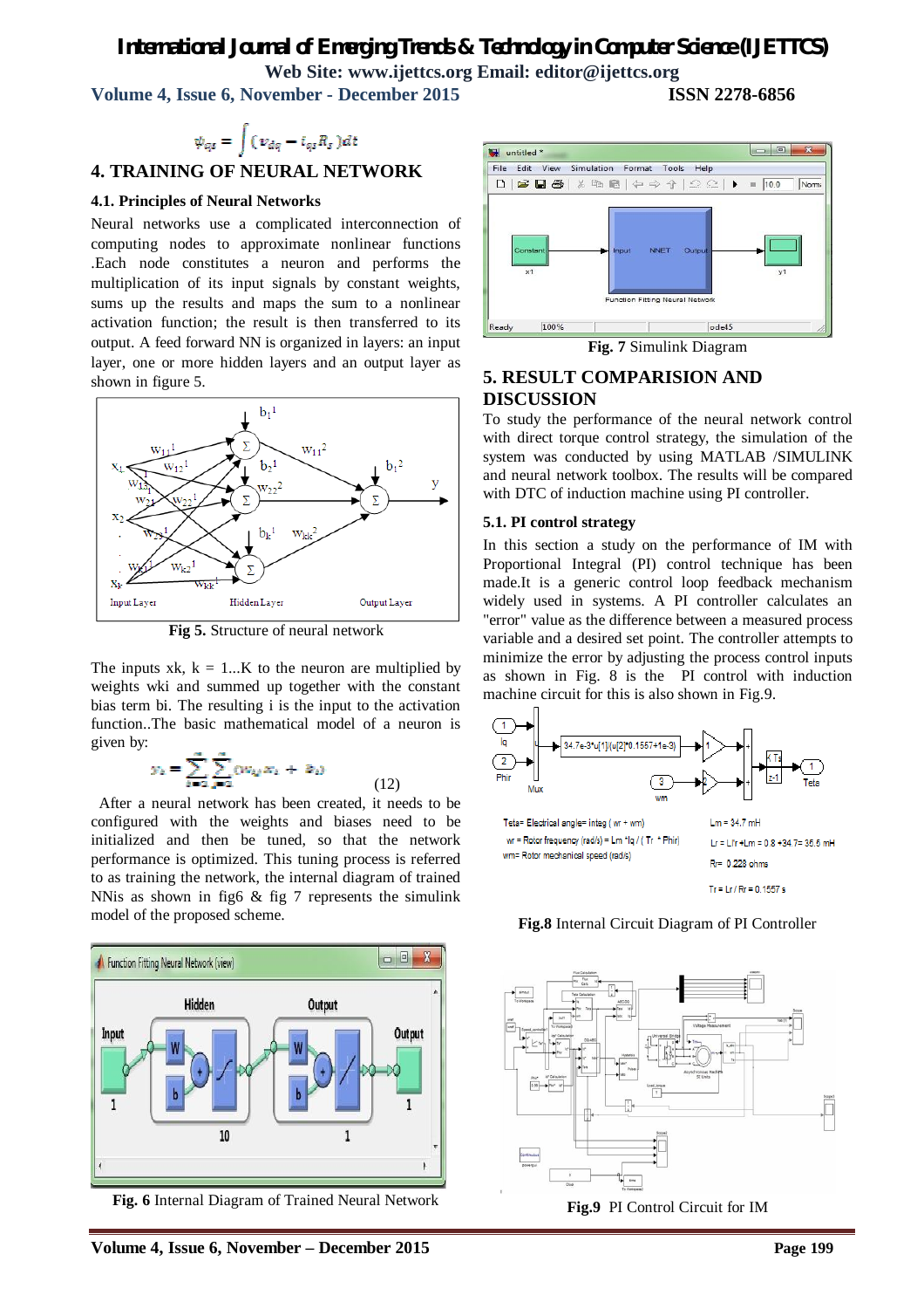$$\psi_{qs} = \int (v_{dq} - i_{qs} R_s) dt$$

## 4. TRAINING OF NEURAL NETWORK

### 4.1. Principles of Neural Networks

Neural networks use a complicated interconnection of computing nodes to approximate nonlinear functions .Each node constitutes a neuron and performs the multiplication of its input signals by constant weights, sums up the results and maps the sum to a nonlinear activation function; the result is then transferred to its output. A feed forward NN is organized in layers: an input layer, one or more hidden layers and an output layer as shown in figure 5.

**Fig 5.** Structure of neural network

The inputs xk, k = 1...K to the neuron are multiplied by weights wki and summed up together with the constant bias term bi. The resulting i is the input to the activation function..The basic mathematical model of a neuron is given by:

$$y_i = \sum_{i=1}^{n} \sum_{k=1}^{n} (w_{ki} x_i + b_i) \quad (12)$$

After a neural network has been created, it needs to be configured with the weights and biases need to be initialized and then be tuned, so that the network performance is optimized. This tuning process is referred to as training the network, the internal diagram of trained NNis as shown in fig6 & fig 7 represents the simulink model of the proposed scheme.

**Fig. 6** Internal Diagram of Trained Neural Network

**Fig. 7** Simulink Diagram

## 5. RESULT COMPARISION AND DISCUSSION

To study the performance of the neural network control with direct torque control strategy, the simulation of the system was conducted by using MATLAB /SIMULINK and neural network toolbox. The results will be compared with DTC of induction machine using PI controller.

### 5.1. PI control strategy

In this section a study on the performance of IM with Proportional Integral (PI) control technique has been made.It is a generic control loop feedback mechanism widely used in systems. A PI controller calculates an "error" value as the difference between a measured process variable and a desired set point. The controller attempts to minimize the error by adjusting the process control inputs as shown in Fig. 8 is the PI control with induction machine circuit for this is also shown in Fig.9.

**Fig.8** Internal Circuit Diagram of PI Controller

**Fig.9** PI Control Circuit for IM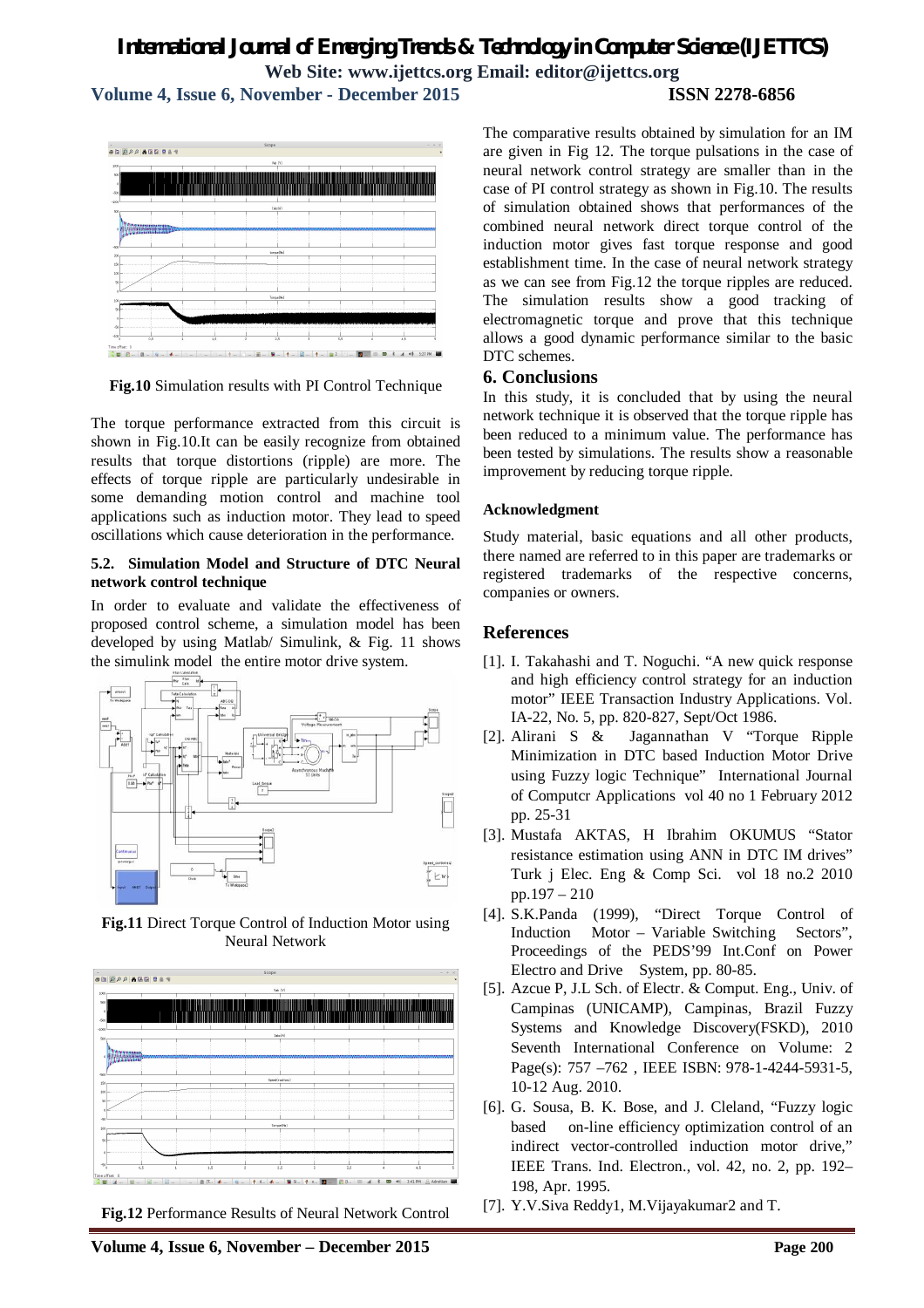Fig.10 Simulation results with PI Control Technique

The torque performance extracted from this circuit is shown in Fig.10.It can be easily recognize from obtained results that torque distortions (ripple) are more. The effects of torque ripple are particularly undesirable in some demanding motion control and machine tool applications such as induction motor. They lead to speed oscillations which cause deterioration in the performance.

### 5.2. Simulation Model and Structure of DTC Neural network control technique

In order to evaluate and validate the effectiveness of proposed control scheme, a simulation model has been developed by using Matlab/ Simulink, & Fig. 11 shows the simulink model the entire motor drive system.

**Fig.11** Direct Torque Control of Induction Motor using Neural Network

**Fig.12** Performance Results of Neural Network Control

The comparative results obtained by simulation for an IM are given in Fig 12. The torque pulsations in the case of neural network control strategy are smaller than in the case of PI control strategy as shown in Fig.10. The results of simulation obtained shows that performances of the combined neural network direct torque control of the induction motor gives fast torque response and good establishment time. In the case of neural network strategy as we can see from Fig.12 the torque ripples are reduced. The simulation results show a good tracking of electromagnetic torque and prove that this technique allows a good dynamic performance similar to the basic DTC schemes.

## 6. Conclusions

In this study, it is concluded that by using the neural network technique it is observed that the torque ripple has been reduced to a minimum value. The performance has been tested by simulations. The results show a reasonable improvement by reducing torque ripple.

### Acknowledgment

Study material, basic equations and all other products, there named are referred to in this paper are trademarks or registered trademarks of the respective concerns, companies or owners.

## References

[1]. I. Takahashi and T. Noguchi. "A new quick response and high efficiency control strategy for an induction motor" IEEE Transaction Industry Applications. Vol. IA-22, No. 5, pp. 820-827, Sept/Oct 1986.

[2]. Alirani S & Jagannathan V "Torque Ripple Minimization in DTC based Induction Motor Drive using Fuzzy logic Technique" International Journal of Computcr Applications vol 40 no 1 February 2012 pp. 25-31

[3]. Mustafa AKTAS, H Ibrahim OKUMUS "Stator resistance estimation using ANN in DTC IM drives" Turk j Elec. Eng & Comp Sci. vol 18 no.2 2010 pp.197 – 210

[4]. S.K.Panda (1999), "Direct Torque Control of Induction Motor – Variable Switching Sectors", Proceedings of the PEDS'99 Int.Conf on Power Electro and Drive System, pp. 80-85.

[5]. Azcue P, J.L Sch. of Electr. & Comput. Eng., Univ. of Campinas (UNICAMP), Campinas, Brazil Fuzzy Systems and Knowledge Discovery(FSKD), 2010 Seventh International Conference on Volume: 2 Page(s): 757 –762 , IEEE ISBN: 978-1-4244-5931-5, 10-12 Aug. 2010.

[6]. G. Sousa, B. K. Bose, and J. Cleland, "Fuzzy logic based on-line efficiency optimization control of an indirect vector-controlled induction motor drive," IEEE Trans. Ind. Electron., vol. 42, no. 2, pp. 192–198, Apr. 1995.

[7]. Y.V.Siva Reddy1, M.Vijayakumar2 and T.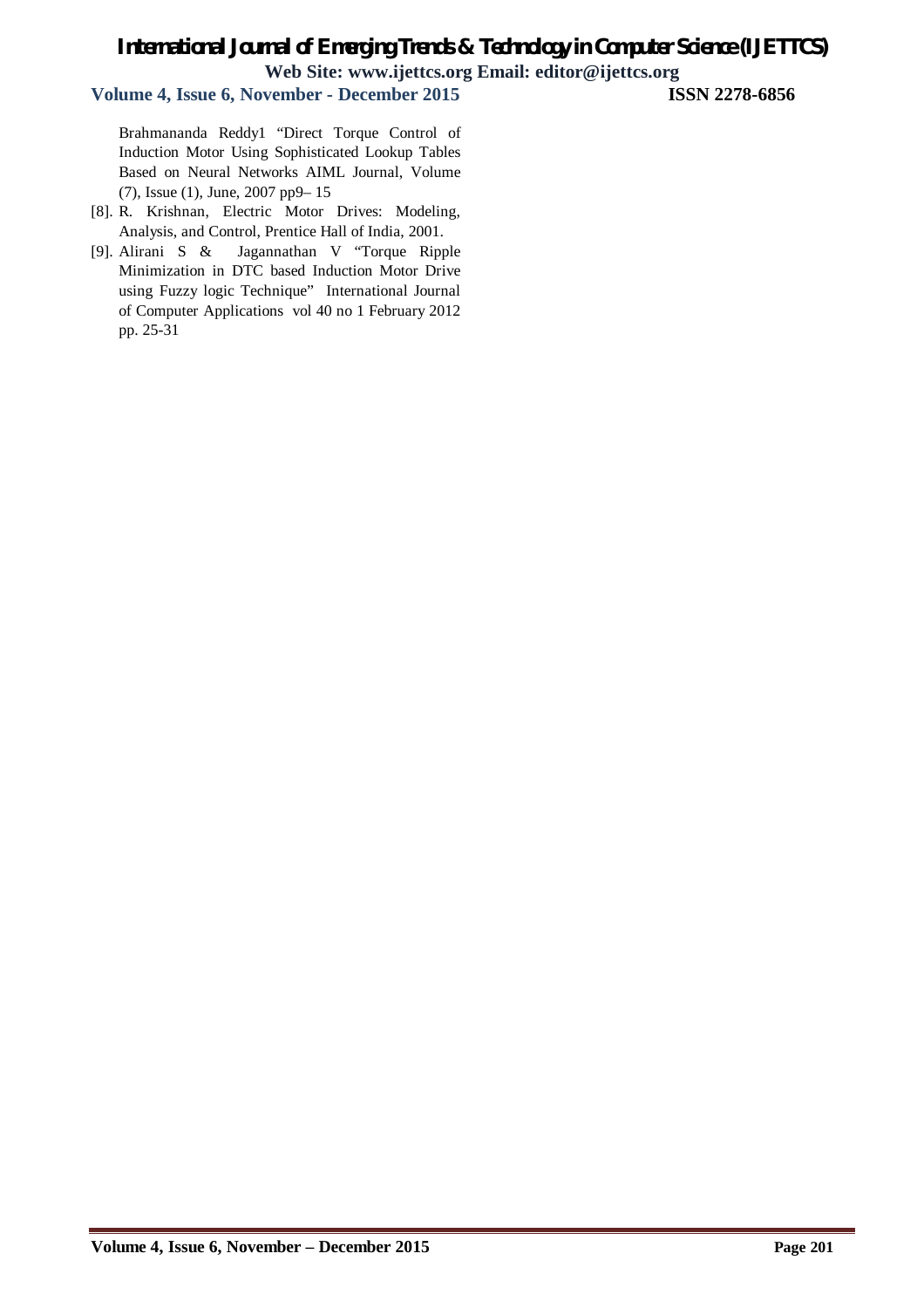Brahmananda Reddy1 "Direct Torque Control of Induction Motor Using Sophisticated Lookup Tables Based on Neural Networks AIML Journal, Volume (7), Issue (1), June, 2007 pp9– 15

[8]. R. Krishnan, Electric Motor Drives: Modeling, Analysis, and Control, Prentice Hall of India, 2001.

[9]. Alirani S & Jagannathan V "Torque Ripple Minimization in DTC based Induction Motor Drive using Fuzzy logic Technique" International Journal of Computer Applications vol 40 no 1 February 2012 pp. 25-31